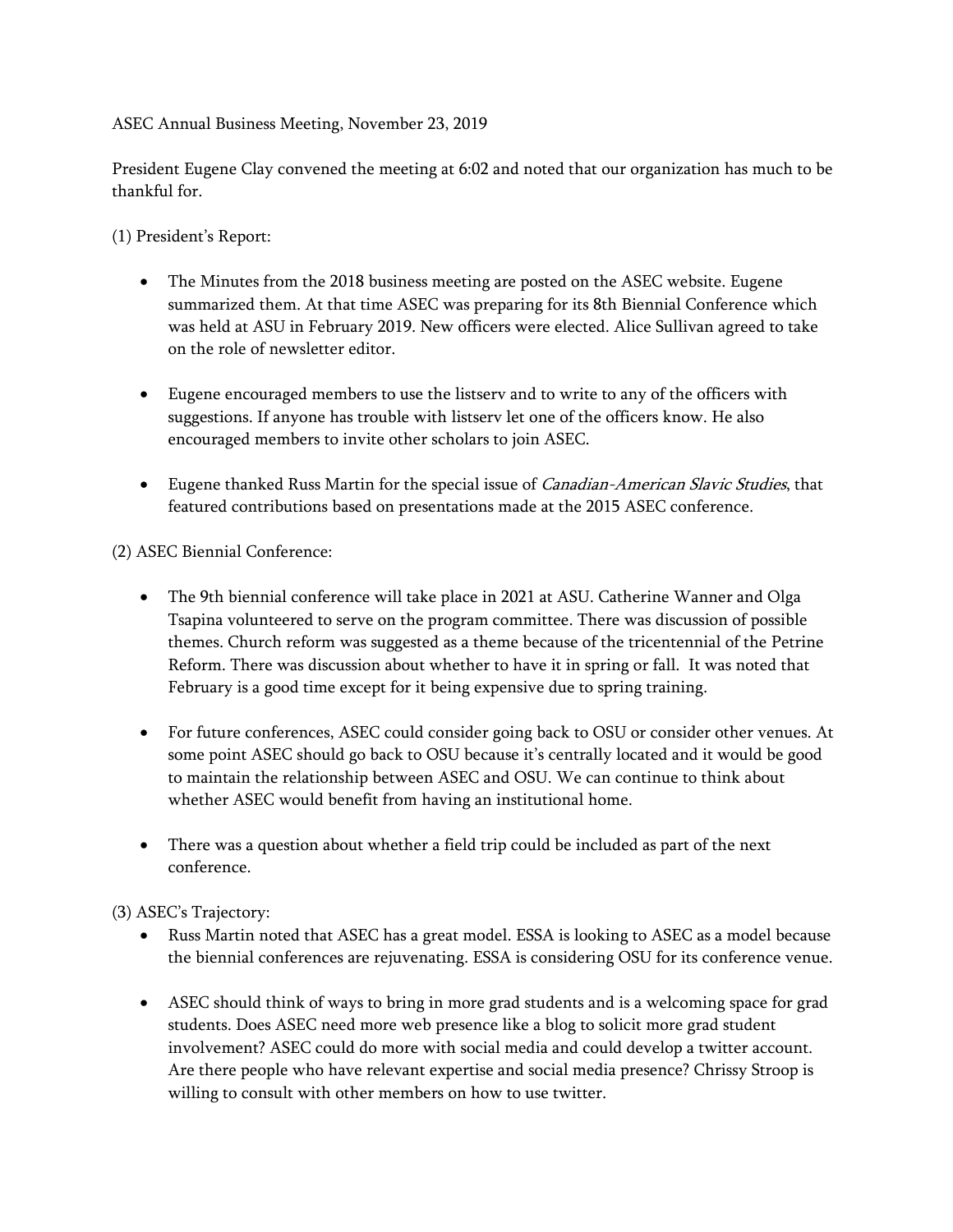ASEC Annual Business Meeting, November 23, 2019

President Eugene Clay convened the meeting at 6:02 and noted that our organization has much to be thankful for.

(1) President's Report:

- The Minutes from the 2018 business meeting are posted on the ASEC website. Eugene summarized them. At that time ASEC was preparing for its 8th Biennial Conference which was held at ASU in February 2019. New officers were elected. Alice Sullivan agreed to take on the role of newsletter editor.

- Eugene encouraged members to use the listserv and to write to any of the officers with suggestions. If anyone has trouble with listserv let one of the officers know. He also encouraged members to invite other scholars to join ASEC.

- Eugene thanked Russ Martin for the special issue of *Canadian-American Slavic Studies*, that featured contributions based on presentations made at the 2015 ASEC conference.

(2) ASEC Biennial Conference:

- The 9th biennial conference will take place in 2021 at ASU. Catherine Wanner and Olga Tsapina volunteered to serve on the program committee. There was discussion of possible themes. Church reform was suggested as a theme because of the tricentennial of the Petrine Reform. There was discussion about whether to have it in spring or fall. It was noted that February is a good time except for it being expensive due to spring training.

- For future conferences, ASEC could consider going back to OSU or consider other venues. At some point ASEC should go back to OSU because it's centrally located and it would be good to maintain the relationship between ASEC and OSU. We can continue to think about whether ASEC would benefit from having an institutional home.

- There was a question about whether a field trip could be included as part of the next conference.

(3) ASEC's Trajectory:

- Russ Martin noted that ASEC has a great model. ESSA is looking to ASEC as a model because the biennial conferences are rejuvenating. ESSA is considering OSU for its conference venue.

- ASEC should think of ways to bring in more grad students and is a welcoming space for grad students. Does ASEC need more web presence like a blog to solicit more grad student involvement? ASEC could do more with social media and could develop a twitter account. Are there people who have relevant expertise and social media presence? Chrissy Stroop is willing to consult with other members on how to use twitter.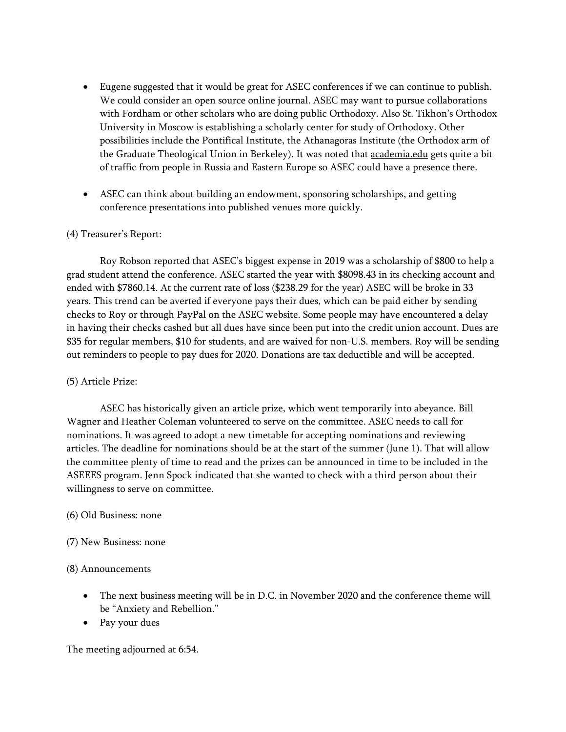- Eugene suggested that it would be great for ASEC conferences if we can continue to publish. We could consider an open source online journal. ASEC may want to pursue collaborations with Fordham or other scholars who are doing public Orthodoxy. Also St. Tikhon's Orthodox University in Moscow is establishing a scholarly center for study of Orthodoxy. Other possibilities include the Pontifical Institute, the Athanagoras Institute (the Orthodox arm of the Graduate Theological Union in Berkeley). It was noted that academia.edu gets quite a bit of traffic from people in Russia and Eastern Europe so ASEC could have a presence there.

- ASEC can think about building an endowment, sponsoring scholarships, and getting conference presentations into published venues more quickly.

(4) Treasurer's Report:

Roy Robson reported that ASEC's biggest expense in 2019 was a scholarship of $800 to help a grad student attend the conference. ASEC started the year with $8098.43 in its checking account and ended with $7860.14. At the current rate of loss ($238.29 for the year) ASEC will be broke in 33 years. This trend can be averted if everyone pays their dues, which can be paid either by sending checks to Roy or through PayPal on the ASEC website. Some people may have encountered a delay in having their checks cashed but all dues have since been put into the credit union account. Dues are $35 for regular members, $10 for students, and are waived for non-U.S. members. Roy will be sending out reminders to people to pay dues for 2020. Donations are tax deductible and will be accepted.

(5) Article Prize:

ASEC has historically given an article prize, which went temporarily into abeyance. Bill Wagner and Heather Coleman volunteered to serve on the committee. ASEC needs to call for nominations. It was agreed to adopt a new timetable for accepting nominations and reviewing articles. The deadline for nominations should be at the start of the summer (June 1). That will allow the committee plenty of time to read and the prizes can be announced in time to be included in the ASEEES program. Jenn Spock indicated that she wanted to check with a third person about their willingness to serve on committee.

(6) Old Business: none

(7) New Business: none

(8) Announcements

- The next business meeting will be in D.C. in November 2020 and the conference theme will be "Anxiety and Rebellion."
- Pay your dues

The meeting adjourned at 6:54.